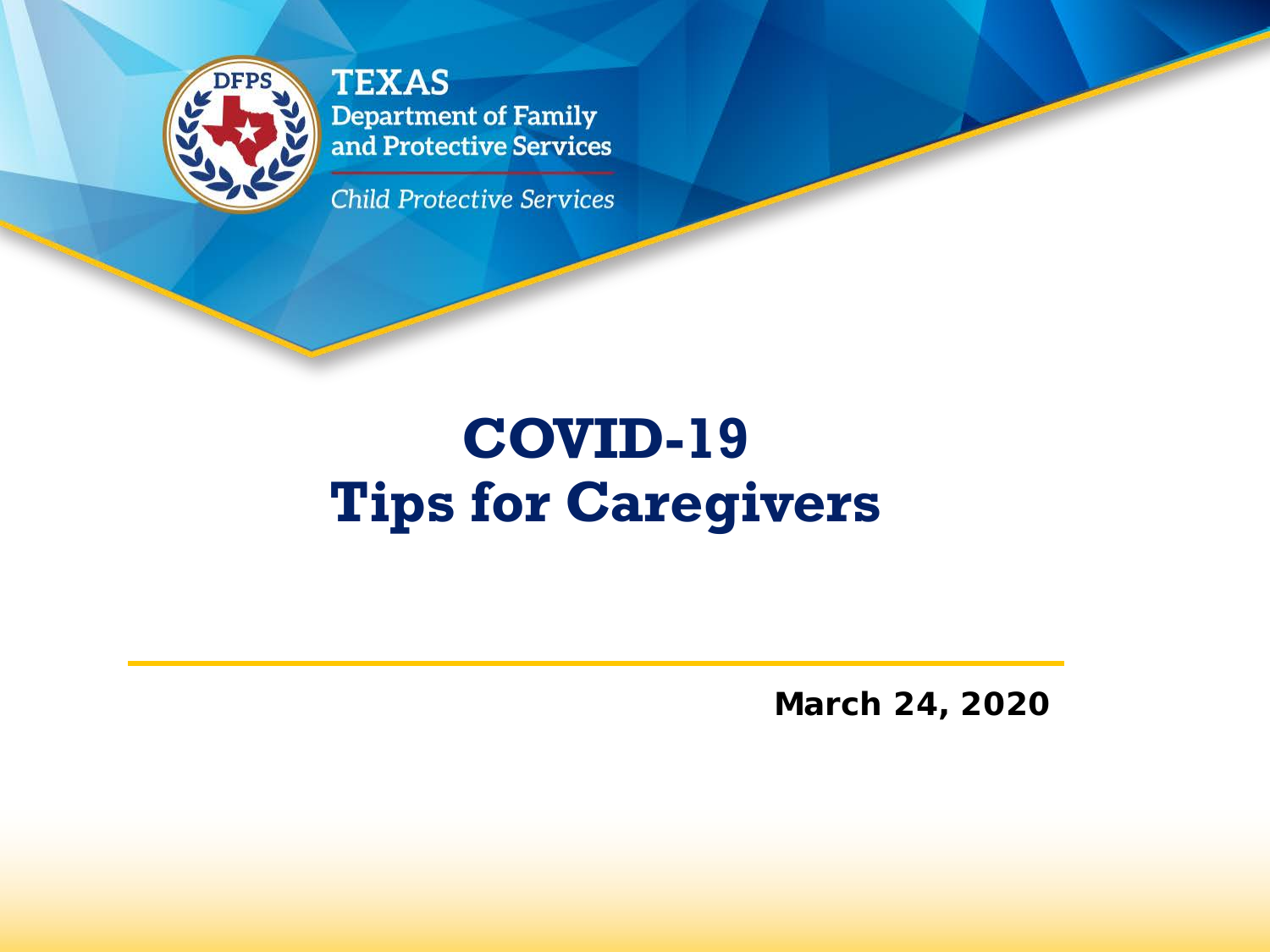TEXAS
Department of Family and Protective Services

*Child Protective Services*

# COVID-19
# Tips for Caregivers

**March 24, 2020**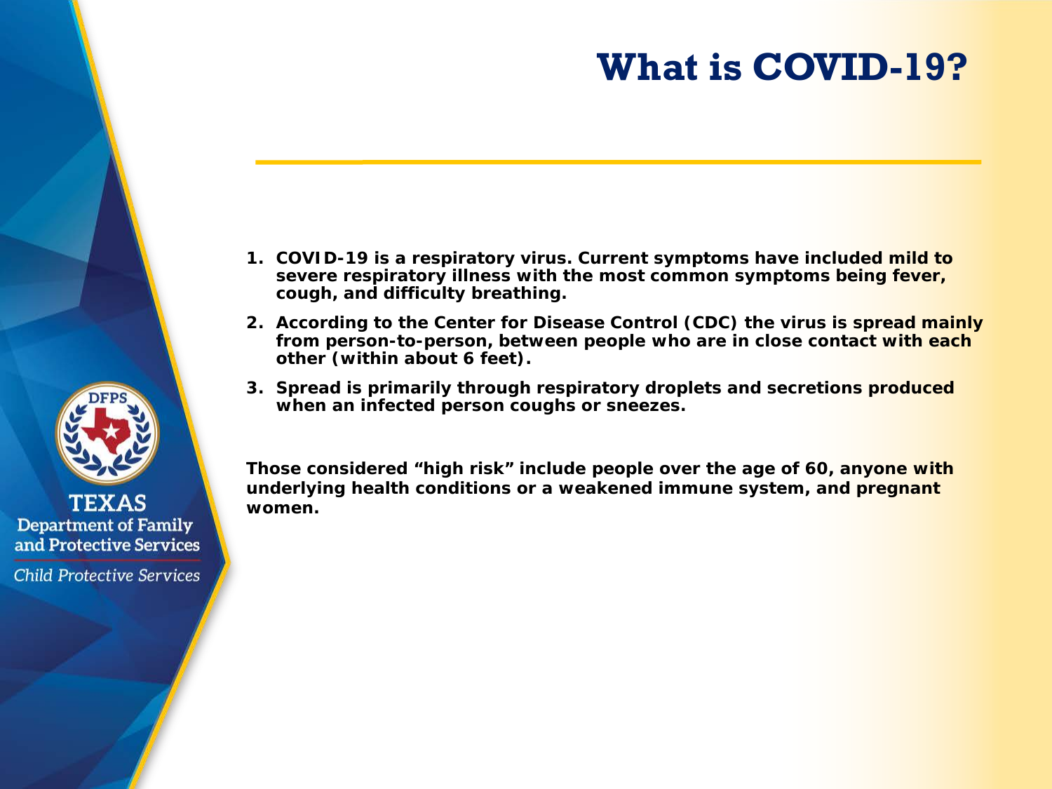# What is COVID-19?

1. **COVID-19 is a respiratory virus. Current symptoms have included mild to severe respiratory illness with the most common symptoms being fever, cough, and difficulty breathing.**
2. **According to the Center for Disease Control (CDC) the virus is spread mainly from person-to-person, between people who are in close contact with each other (within about 6 feet).**
3. **Spread is primarily through respiratory droplets and secretions produced when an infected person coughs or sneezes.**

**Those considered "high risk" include people over the age of 60, anyone with underlying health conditions or a weakened immune system, and pregnant women.**

TEXAS
Department of Family and Protective Services
*Child Protective Services*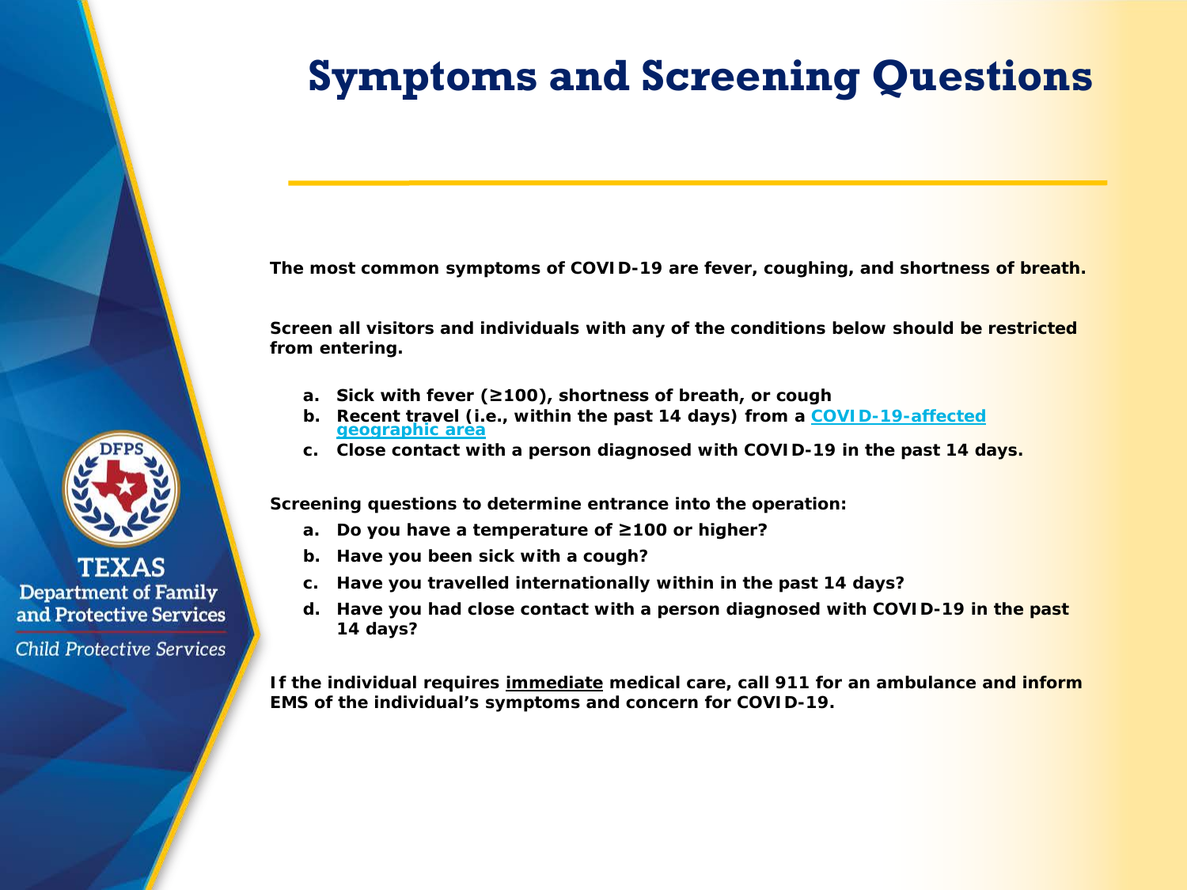# Symptoms and Screening Questions

**The most common symptoms of COVID-19 are fever, coughing, and shortness of breath.**

**Screen all visitors and individuals with any of the conditions below should be restricted from entering.**

- a. **Sick with fever (≥100), shortness of breath, or cough**
- b. **Recent travel (i.e., within the past 14 days) from a COVID-19-affected geographic area**
- c. **Close contact with a person diagnosed with COVID-19 in the past 14 days.**

**Screening questions to determine entrance into the operation:**

- a. **Do you have a temperature of ≥100 or higher?**
- b. **Have you been sick with a cough?**
- c. **Have you travelled internationally within in the past 14 days?**
- d. **Have you had close contact with a person diagnosed with COVID-19 in the past 14 days?**

**If the individual requires immediate medical care, call 911 for an ambulance and inform EMS of the individual's symptoms and concern for COVID-19.**

TEXAS
Department of Family and Protective Services
*Child Protective Services*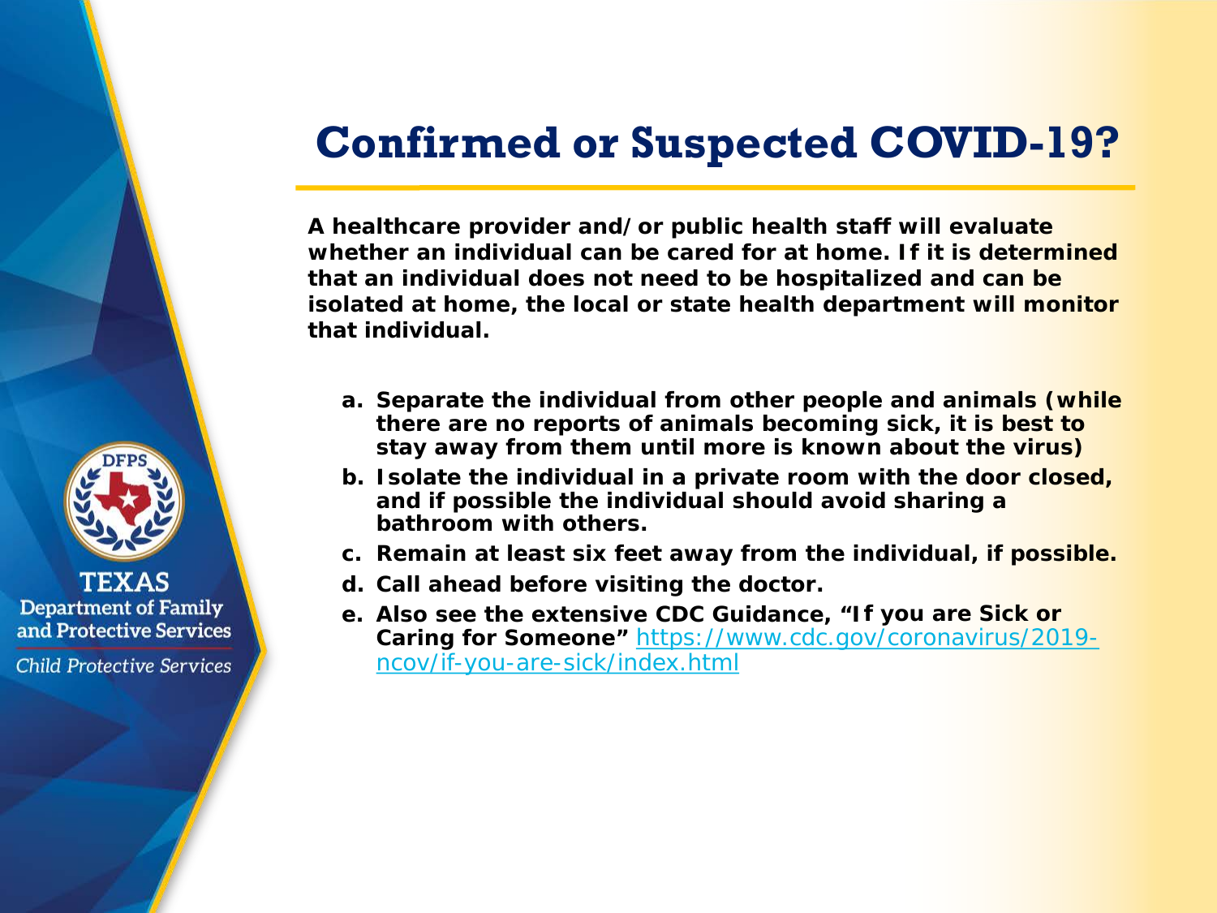# Confirmed or Suspected COVID-19?

**A healthcare provider and/or public health staff will evaluate whether an individual can be cared for at home. If it is determined that an individual does not need to be hospitalized and can be isolated at home, the local or state health department will monitor that individual.**

a. **Separate the individual from other people and animals (while there are no reports of animals becoming sick, it is best to stay away from them until more is known about the virus)**
b. **Isolate the individual in a private room with the door closed, and if possible the individual should avoid sharing a bathroom with others.**
c. **Remain at least six feet away from the individual, if possible.**
d. **Call ahead before visiting the doctor.**
e. **Also see the extensive CDC Guidance, "If you are Sick or Caring for Someone"** [https://www.cdc.gov/coronavirus/2019-ncov/if-you-are-sick/index.html](https://www.cdc.gov/coronavirus/2019-ncov/if-you-are-sick/index.html)

TEXAS Department of Family and Protective Services
*Child Protective Services*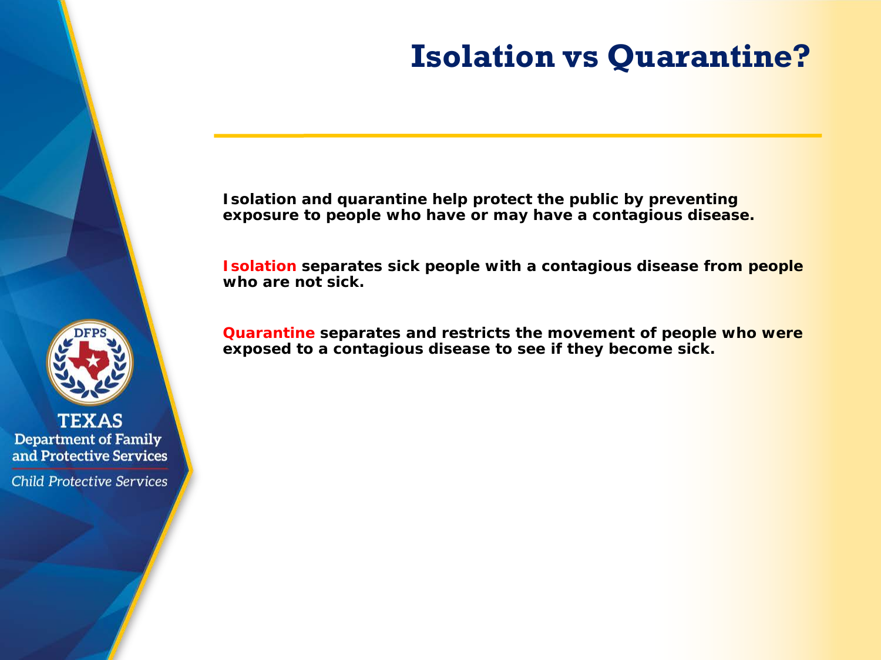# Isolation vs Quarantine?

**Isolation and quarantine help protect the public by preventing exposure to people who have or may have a contagious disease.**

**Isolation separates sick people with a contagious disease from people who are not sick.**

**Quarantine separates and restricts the movement of people who were exposed to a contagious disease to see if they become sick.**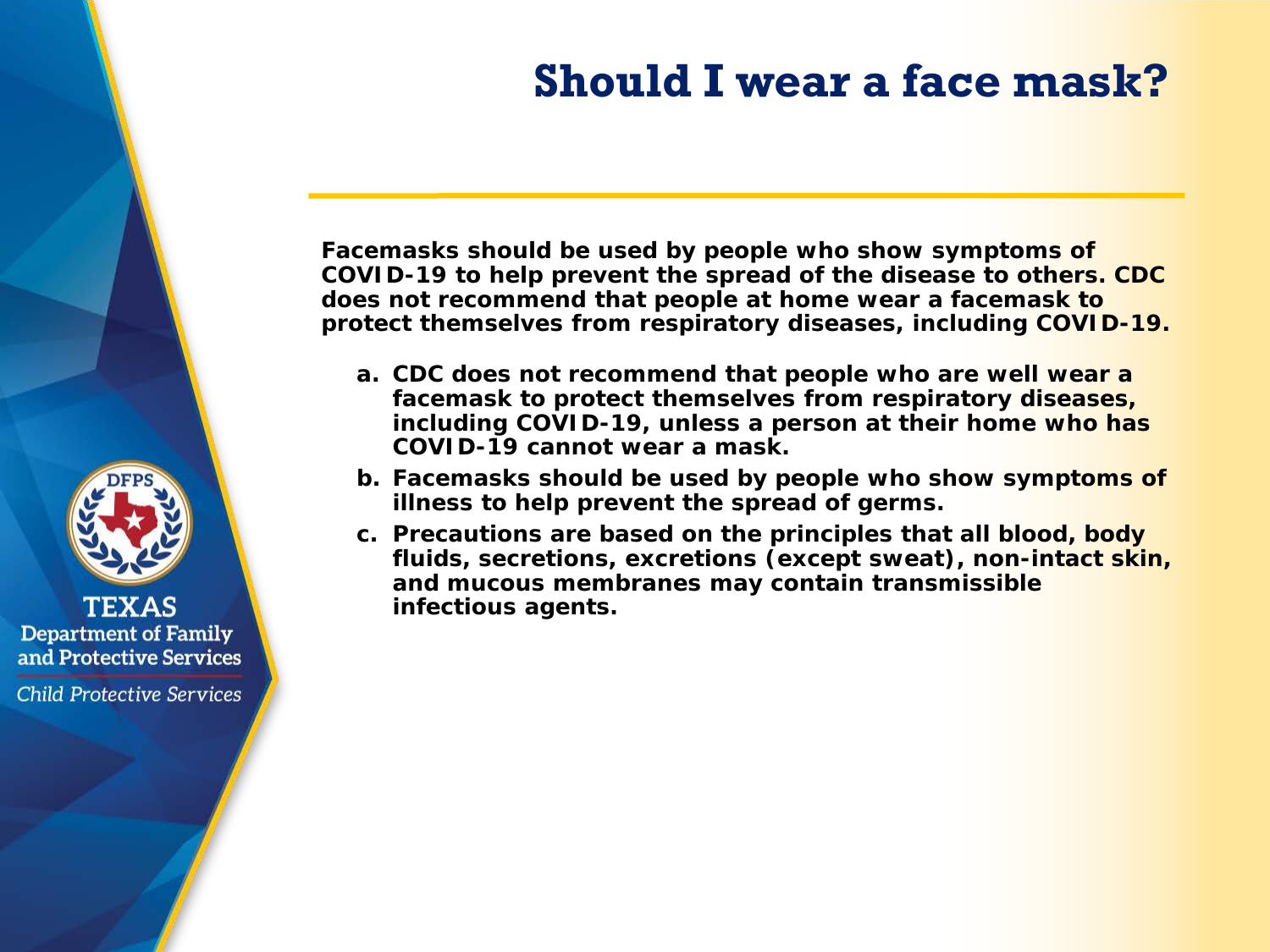# Should I wear a face mask?

**Facemasks should be used by people who show symptoms of COVID-19 to help prevent the spread of the disease to others. CDC does not recommend that people at home wear a facemask to protect themselves from respiratory diseases, including COVID-19.**

a. **CDC does not recommend that people who are well wear a facemask to protect themselves from respiratory diseases, including COVID-19, unless a person at their home who has COVID-19 cannot wear a mask.**
b. **Facemasks should be used by people who show symptoms of illness to help prevent the spread of germs.**
c. **Precautions are based on the principles that all blood, body fluids, secretions, excretions (except sweat), non-intact skin, and mucous membranes may contain transmissible infectious agents.**

TEXAS
Department of Family and Protective Services
*Child Protective Services*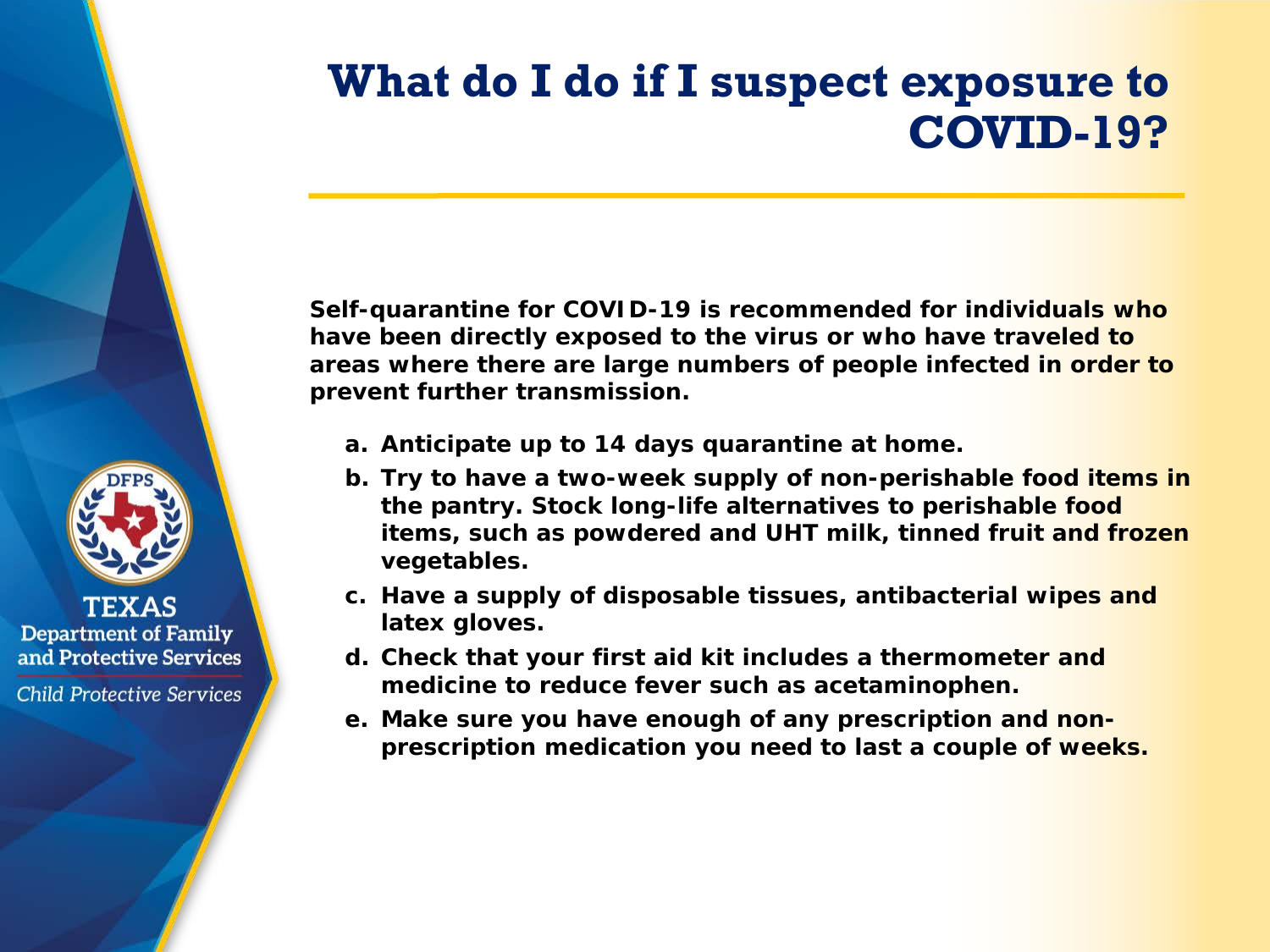# What do I do if I suspect exposure to COVID-19?

**Self-quarantine for COVID-19 is recommended for individuals who have been directly exposed to the virus or who have traveled to areas where there are large numbers of people infected in order to prevent further transmission.**

a. **Anticipate up to 14 days quarantine at home.**
b. **Try to have a two-week supply of non-perishable food items in the pantry. Stock long-life alternatives to perishable food items, such as powdered and UHT milk, tinned fruit and frozen vegetables.**
c. **Have a supply of disposable tissues, antibacterial wipes and latex gloves.**
d. **Check that your first aid kit includes a thermometer and medicine to reduce fever such as acetaminophen.**
e. **Make sure you have enough of any prescription and non-prescription medication you need to last a couple of weeks.**

DFPS
TEXAS
Department of Family and Protective Services
*Child Protective Services*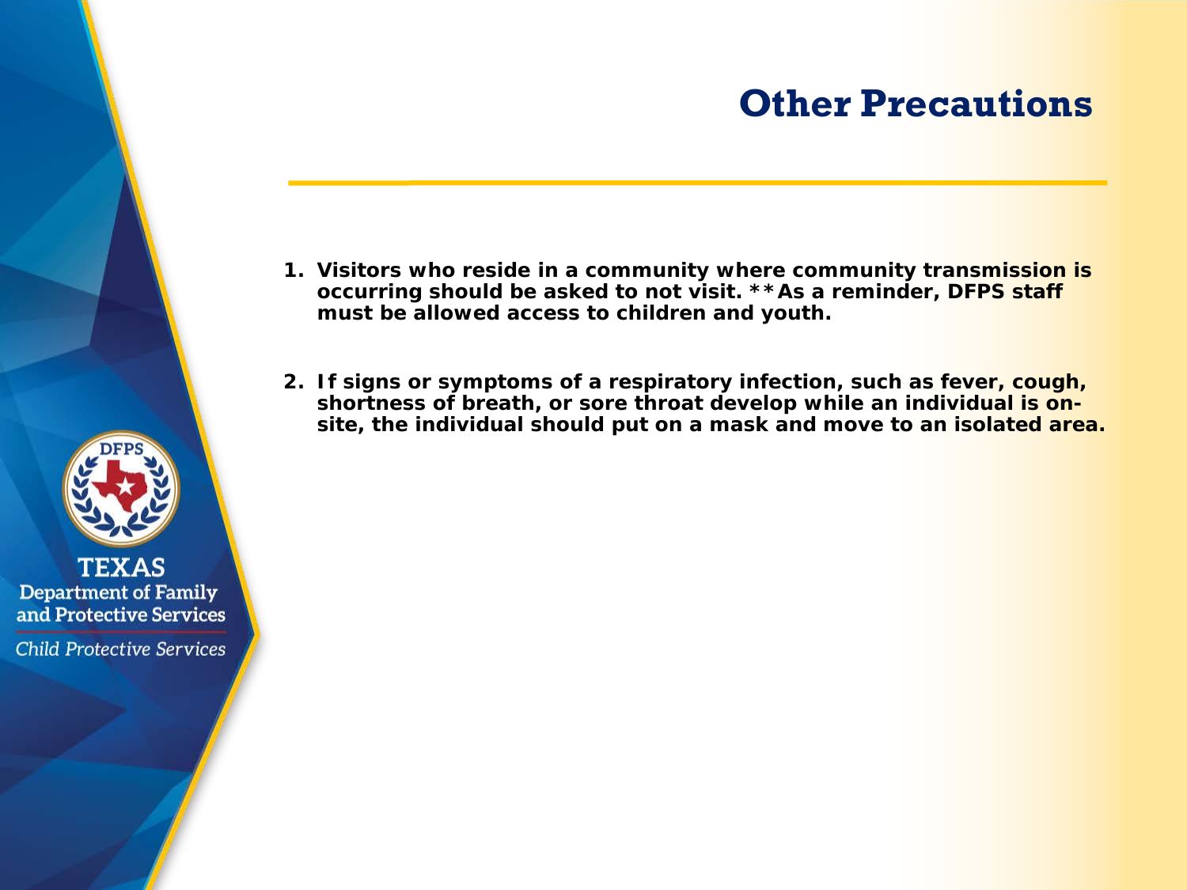# Other Precautions

1. **Visitors who reside in a community where community transmission is occurring should be asked to not visit. **As a reminder, DFPS staff must be allowed access to children and youth.**

2. **If signs or symptoms of a respiratory infection, such as fever, cough, shortness of breath, or sore throat develop while an individual is on-site, the individual should put on a mask and move to an isolated area.**

TEXAS
Department of Family and Protective Services
*Child Protective Services*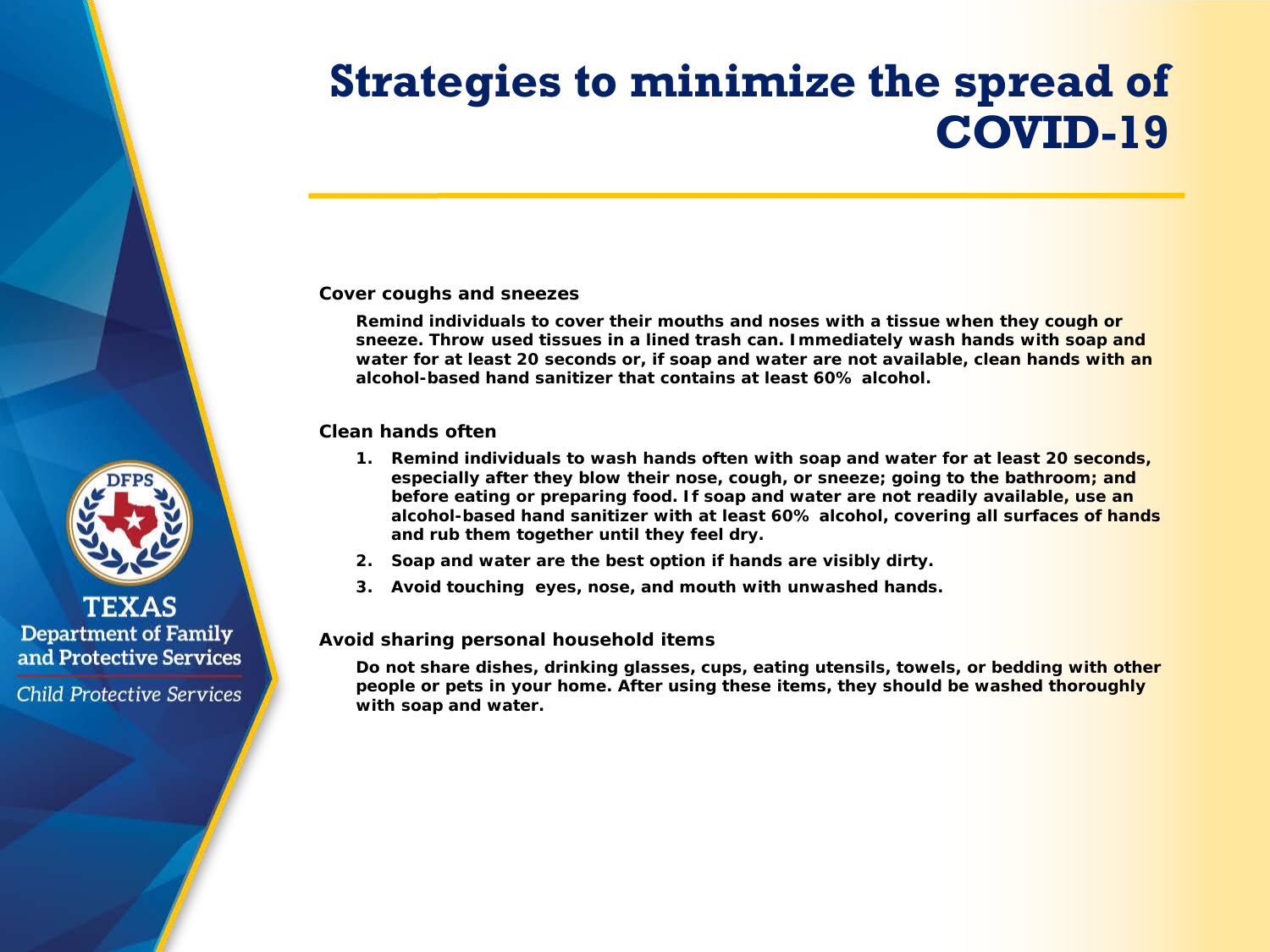# Strategies to minimize the spread of COVID-19

**Cover coughs and sneezes**

**Remind individuals to cover their mouths and noses with a tissue when they cough or sneeze. Throw used tissues in a lined trash can. Immediately wash hands with soap and water for at least 20 seconds or, if soap and water are not available, clean hands with an alcohol-based hand sanitizer that contains at least 60% alcohol.**

**Clean hands often**

1. **Remind individuals to wash hands often with soap and water for at least 20 seconds, especially after they blow their nose, cough, or sneeze; going to the bathroom; and before eating or preparing food. If soap and water are not readily available, use an alcohol-based hand sanitizer with at least 60% alcohol, covering all surfaces of hands and rub them together until they feel dry.**
2. **Soap and water are the best option if hands are visibly dirty.**
3. **Avoid touching eyes, nose, and mouth with unwashed hands.**

**Avoid sharing personal household items**

**Do not share dishes, drinking glasses, cups, eating utensils, towels, or bedding with other people or pets in your home. After using these items, they should be washed thoroughly with soap and water.**

DFPS

TEXAS
Department of Family and Protective Services

*Child Protective Services*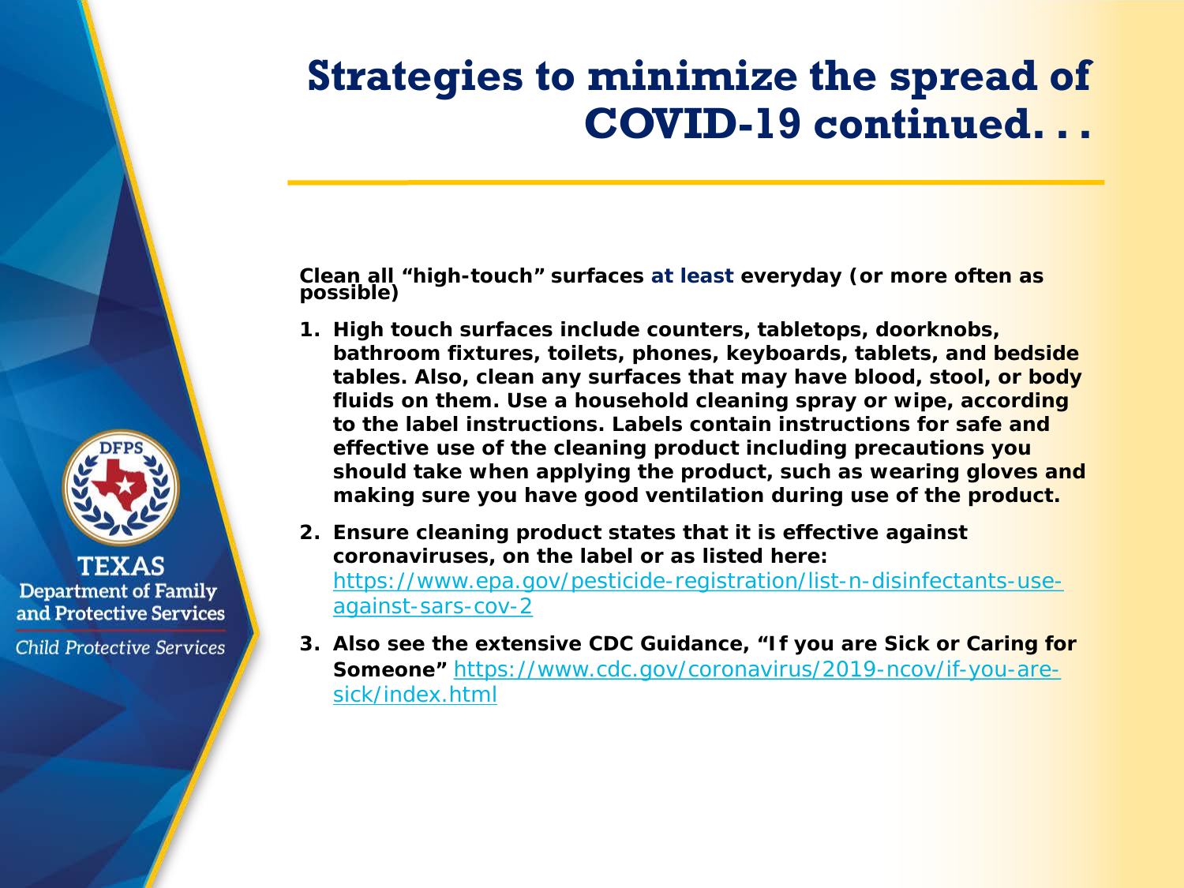# Strategies to minimize the spread of COVID-19 continued. . .

**Clean all "high-touch" surfaces at least everyday (or more often as possible)**

1. **High touch surfaces include counters, tabletops, doorknobs, bathroom fixtures, toilets, phones, keyboards, tablets, and bedside tables. Also, clean any surfaces that may have blood, stool, or body fluids on them. Use a household cleaning spray or wipe, according to the label instructions. Labels contain instructions for safe and effective use of the cleaning product including precautions you should take when applying the product, such as wearing gloves and making sure you have good ventilation during use of the product.**
2. **Ensure cleaning product states that it is effective against coronaviruses, on the label or as listed here:** https://www.epa.gov/pesticide-registration/list-n-disinfectants-use-against-sars-cov-2
3. **Also see the extensive CDC Guidance, "If you are Sick or Caring for Someone"** https://www.cdc.gov/coronavirus/2019-ncov/if-you-are-sick/index.html

TEXAS
Department of Family and Protective Services
*Child Protective Services*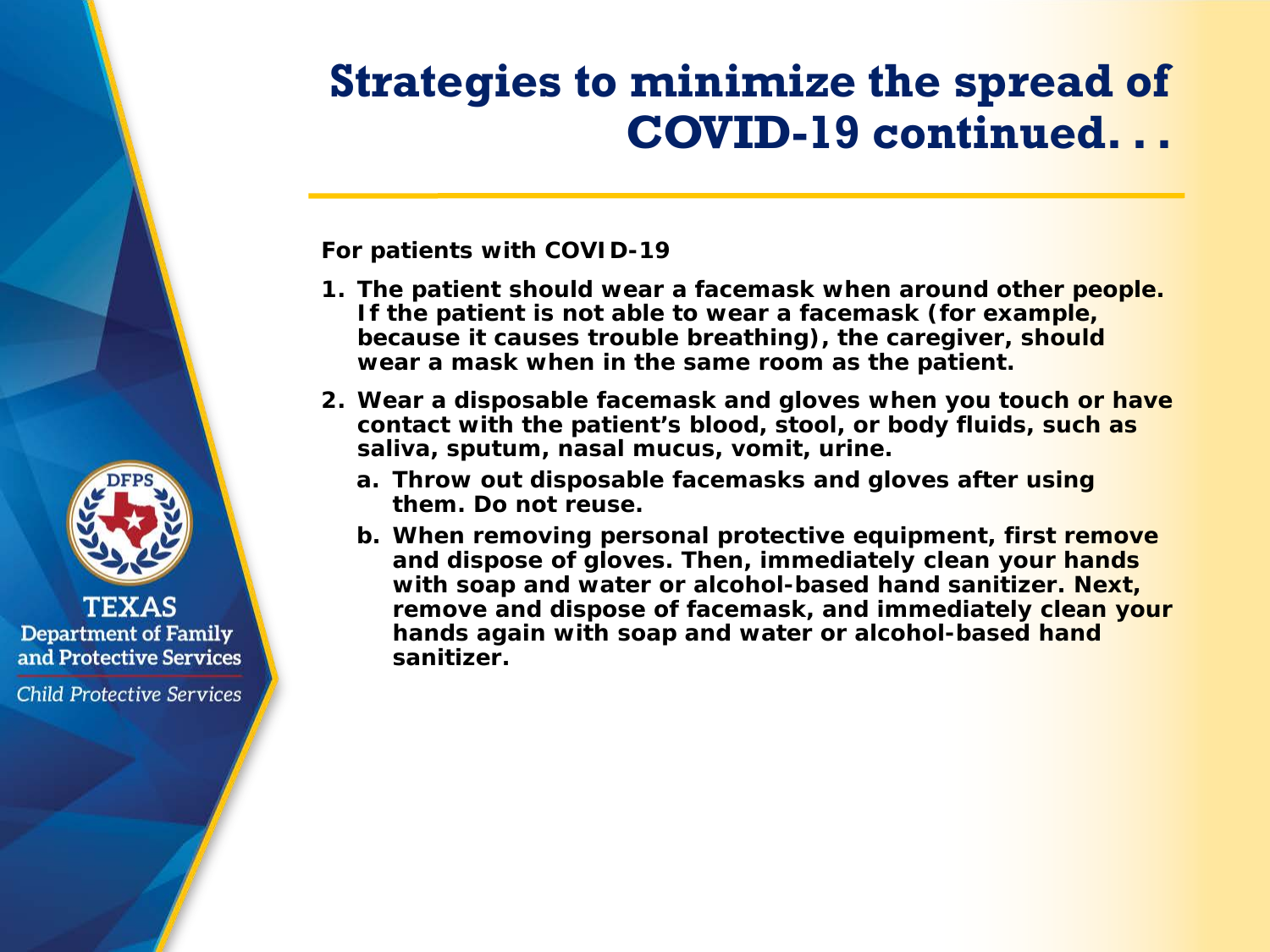# Strategies to minimize the spread of COVID-19 continued. . .

**For patients with COVID-19**

1. **The patient should wear a facemask when around other people. If the patient is not able to wear a facemask (for example, because it causes trouble breathing), the caregiver, should wear a mask when in the same room as the patient.**
2. **Wear a disposable facemask and gloves when you touch or have contact with the patient's blood, stool, or body fluids, such as saliva, sputum, nasal mucus, vomit, urine.**
   a. **Throw out disposable facemasks and gloves after using them. Do not reuse.**
   b. **When removing personal protective equipment, first remove and dispose of gloves. Then, immediately clean your hands with soap and water or alcohol-based hand sanitizer. Next, remove and dispose of facemask, and immediately clean your hands again with soap and water or alcohol-based hand sanitizer.**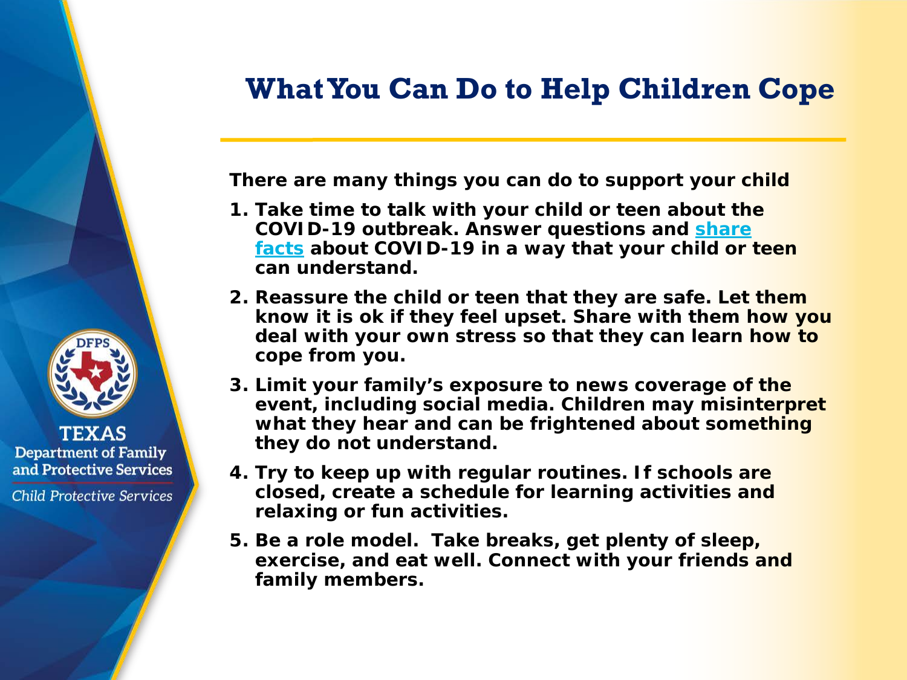# What You Can Do to Help Children Cope

**There are many things you can do to support your child**

1. **Take time to talk with your child or teen about the COVID-19 outbreak. Answer questions and share facts about COVID-19 in a way that your child or teen can understand.**
2. **Reassure the child or teen that they are safe. Let them know it is ok if they feel upset. Share with them how you deal with your own stress so that they can learn how to cope from you.**
3. **Limit your family's exposure to news coverage of the event, including social media. Children may misinterpret what they hear and can be frightened about something they do not understand.**
4. **Try to keep up with regular routines. If schools are closed, create a schedule for learning activities and relaxing or fun activities.**
5. **Be a role model. Take breaks, get plenty of sleep, exercise, and eat well. Connect with your friends and family members.**

TEXAS
Department of Family and Protective Services
*Child Protective Services*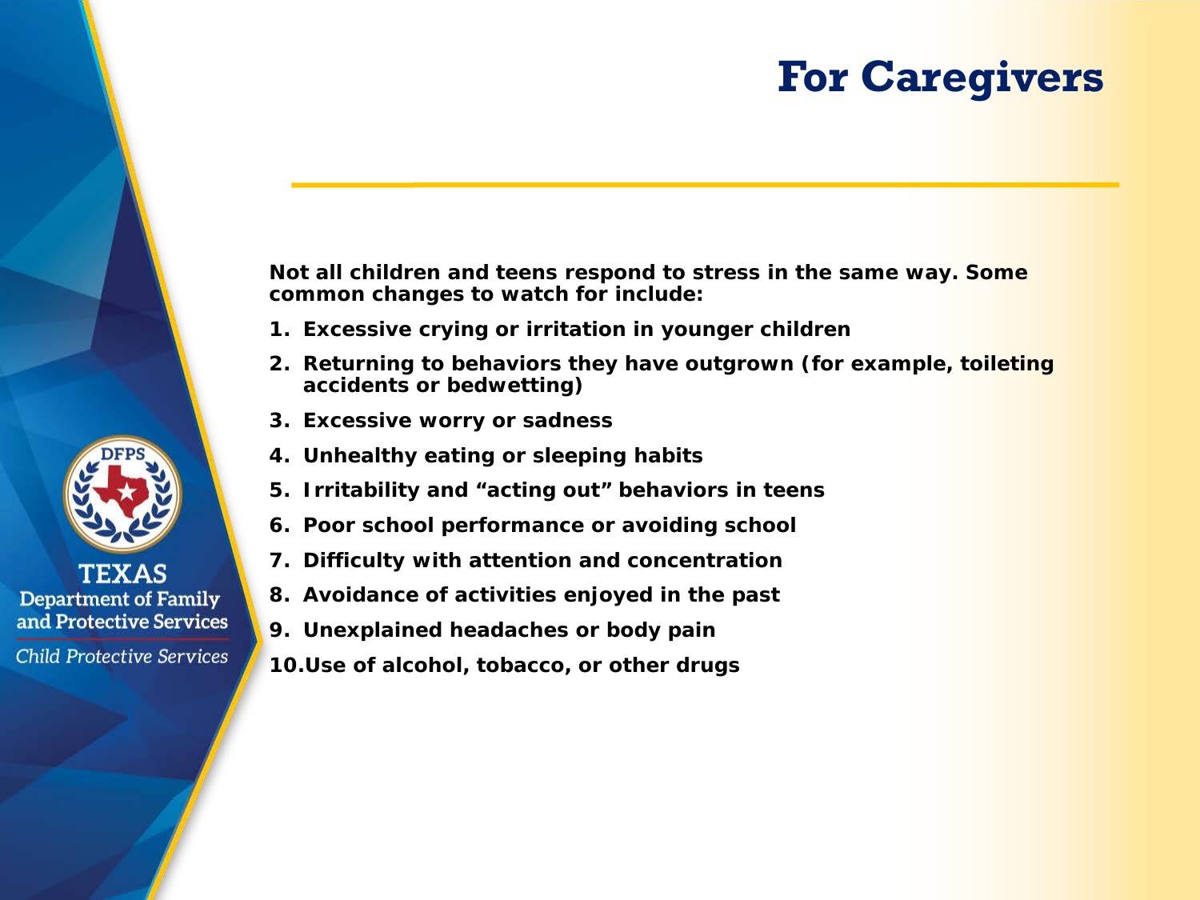# For Caregivers

**Not all children and teens respond to stress in the same way. Some common changes to watch for include:**

1. **Excessive crying or irritation in younger children**
2. **Returning to behaviors they have outgrown (for example, toileting accidents or bedwetting)**
3. **Excessive worry or sadness**
4. **Unhealthy eating or sleeping habits**
5. **Irritability and "acting out" behaviors in teens**
6. **Poor school performance or avoiding school**
7. **Difficulty with attention and concentration**
8. **Avoidance of activities enjoyed in the past**
9. **Unexplained headaches or body pain**
10. **Use of alcohol, tobacco, or other drugs**

DFPS

TEXAS
Department of Family and Protective Services
*Child Protective Services*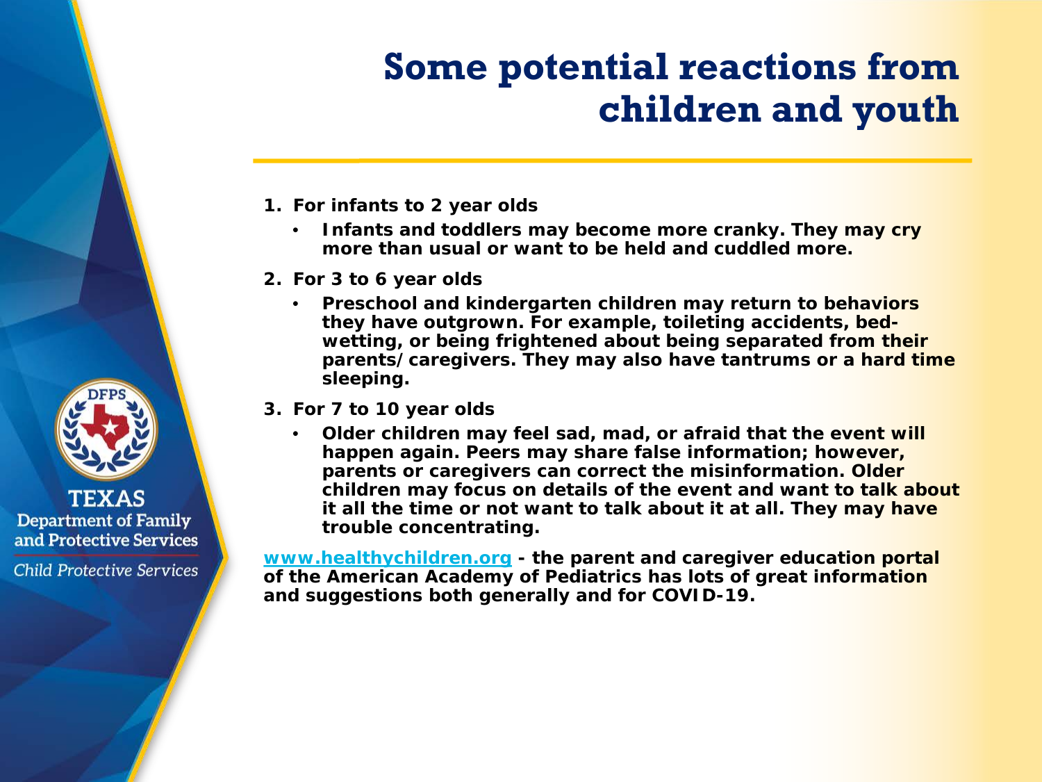# Some potential reactions from children and youth

1. **For infants to 2 year olds**
   - **Infants and toddlers may become more cranky. They may cry more than usual or want to be held and cuddled more.**
2. **For 3 to 6 year olds**
   - **Preschool and kindergarten children may return to behaviors they have outgrown. For example, toileting accidents, bed-wetting, or being frightened about being separated from their parents/caregivers. They may also have tantrums or a hard time sleeping.**
3. **For 7 to 10 year olds**
   - **Older children may feel sad, mad, or afraid that the event will happen again. Peers may share false information; however, parents or caregivers can correct the misinformation. Older children may focus on details of the event and want to talk about it all the time or not want to talk about it at all. They may have trouble concentrating.**

**www.healthychildren.org - the parent and caregiver education portal of the American Academy of Pediatrics has lots of great information and suggestions both generally and for COVID-19.**

TEXAS
Department of Family and Protective Services
*Child Protective Services*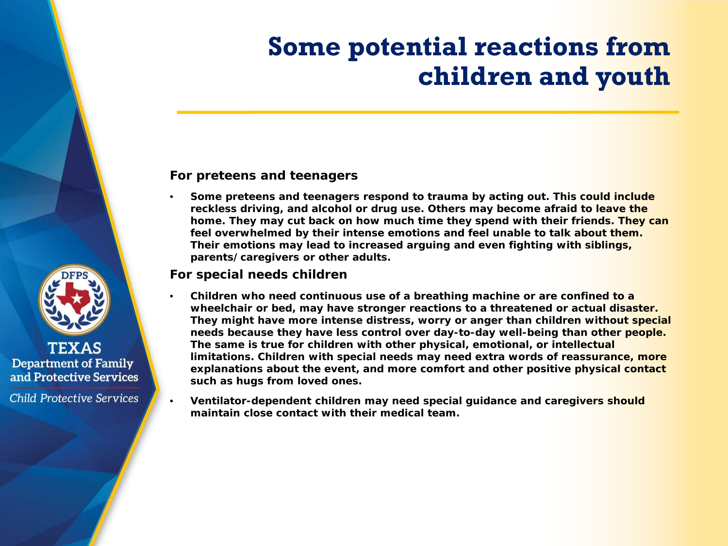# Some potential reactions from children and youth

**For preteens and teenagers**

- **Some preteens and teenagers respond to trauma by acting out. This could include reckless driving, and alcohol or drug use. Others may become afraid to leave the home. They may cut back on how much time they spend with their friends. They can feel overwhelmed by their intense emotions and feel unable to talk about them. Their emotions may lead to increased arguing and even fighting with siblings, parents/caregivers or other adults.**

**For special needs children**

- **Children who need continuous use of a breathing machine or are confined to a wheelchair or bed, may have stronger reactions to a threatened or actual disaster. They might have more intense distress, worry or anger than children without special needs because they have less control over day-to-day well-being than other people. The same is true for children with other physical, emotional, or intellectual limitations. Children with special needs may need extra words of reassurance, more explanations about the event, and more comfort and other positive physical contact such as hugs from loved ones.**
- **Ventilator-dependent children may need special guidance and caregivers should maintain close contact with their medical team.**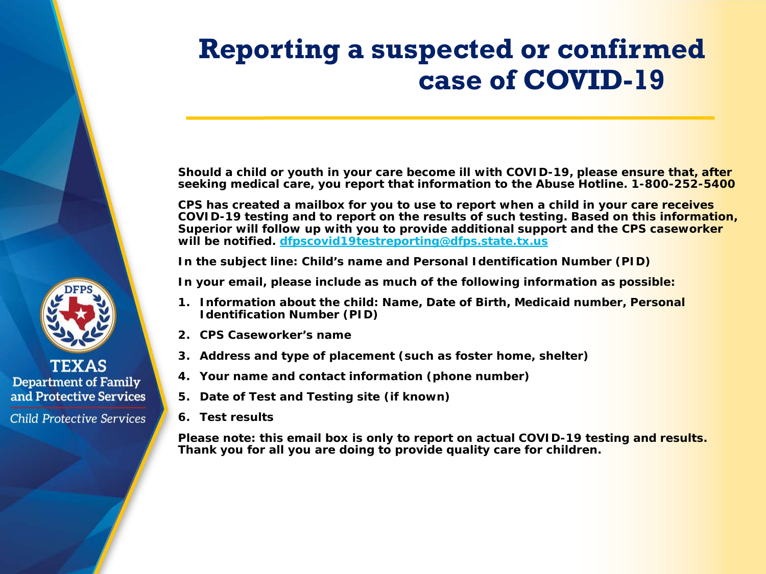# Reporting a suspected or confirmed case of COVID-19

**Should a child or youth in your care become ill with COVID-19, please ensure that, after seeking medical care, you report that information to the Abuse Hotline. 1-800-252-5400**

**CPS has created a mailbox for you to use to report when a child in your care receives COVID-19 testing and to report on the results of such testing. Based on this information, Superior will follow up with you to provide additional support and the CPS caseworker will be notified. dfpscovid19testreporting@dfps.state.tx.us**

**In the subject line: Child's name and Personal Identification Number (PID)**

**In your email, please include as much of the following information as possible:**

1. **Information about the child: Name, Date of Birth, Medicaid number, Personal Identification Number (PID)**
2. **CPS Caseworker's name**
3. **Address and type of placement (such as foster home, shelter)**
4. **Your name and contact information (phone number)**
5. **Date of Test and Testing site (if known)**
6. **Test results**

**Please note: this email box is only to report on actual COVID-19 testing and results. Thank you for all you are doing to provide quality care for children.**

TEXAS
Department of Family and Protective Services
*Child Protective Services*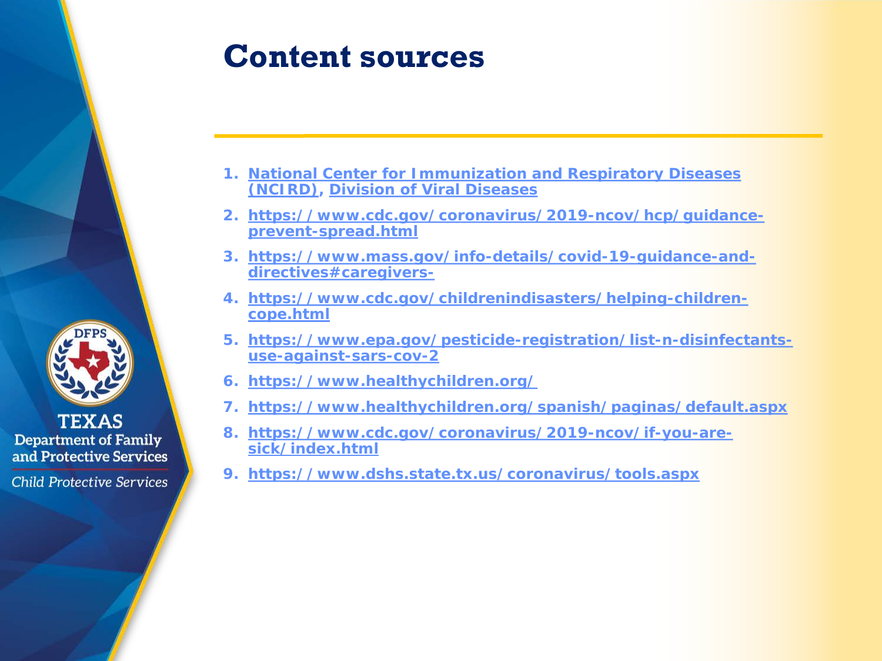# Content sources

1. National Center for Immunization and Respiratory Diseases (NCIRD), Division of Viral Diseases
2. https://www.cdc.gov/coronavirus/2019-ncov/hcp/guidance-prevent-spread.html
3. https://www.mass.gov/info-details/covid-19-guidance-and-directives#caregivers-
4. https://www.cdc.gov/childrenindisasters/helping-children-cope.html
5. https://www.epa.gov/pesticide-registration/list-n-disinfectants-use-against-sars-cov-2
6. https://www.healthychildren.org/
7. https://www.healthychildren.org/spanish/paginas/default.aspx
8. https://www.cdc.gov/coronavirus/2019-ncov/if-you-are-sick/index.html
9. https://www.dshs.state.tx.us/coronavirus/tools.aspx

DFPS

TEXAS
Department of Family and Protective Services
*Child Protective Services*